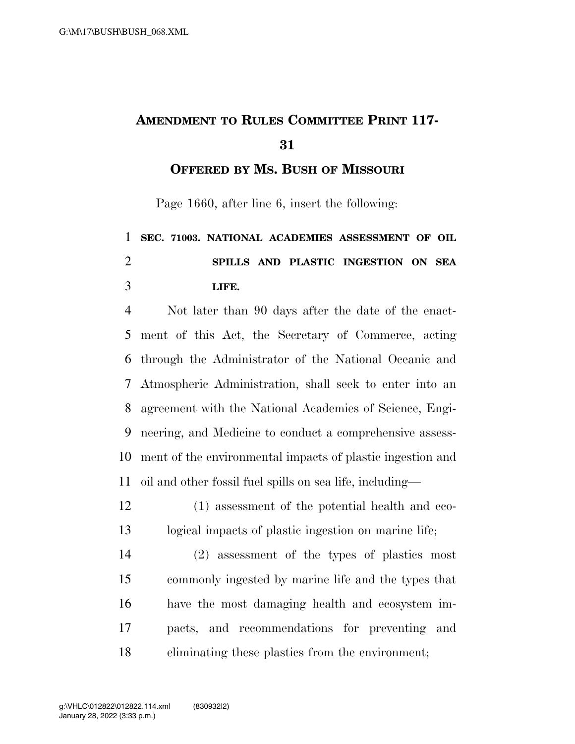# Amendment to Rules Committee Print 117-31

## Offered by Ms. Bush of Missouri

Page 1660, after line 6, insert the following:

**SEC. 71003. NATIONAL ACADEMIES ASSESSMENT OF OIL SPILLS AND PLASTIC INGESTION ON SEA LIFE.**

Not later than 90 days after the date of the enactment of this Act, the Secretary of Commerce, acting through the Administrator of the National Oceanic and Atmospheric Administration, shall seek to enter into an agreement with the National Academies of Science, Engineering, and Medicine to conduct a comprehensive assessment of the environmental impacts of plastic ingestion and oil and other fossil fuel spills on sea life, including—

(1) assessment of the potential health and ecological impacts of plastic ingestion on marine life;

(2) assessment of the types of plastics most commonly ingested by marine life and the types that have the most damaging health and ecosystem impacts, and recommendations for preventing and eliminating these plastics from the environment;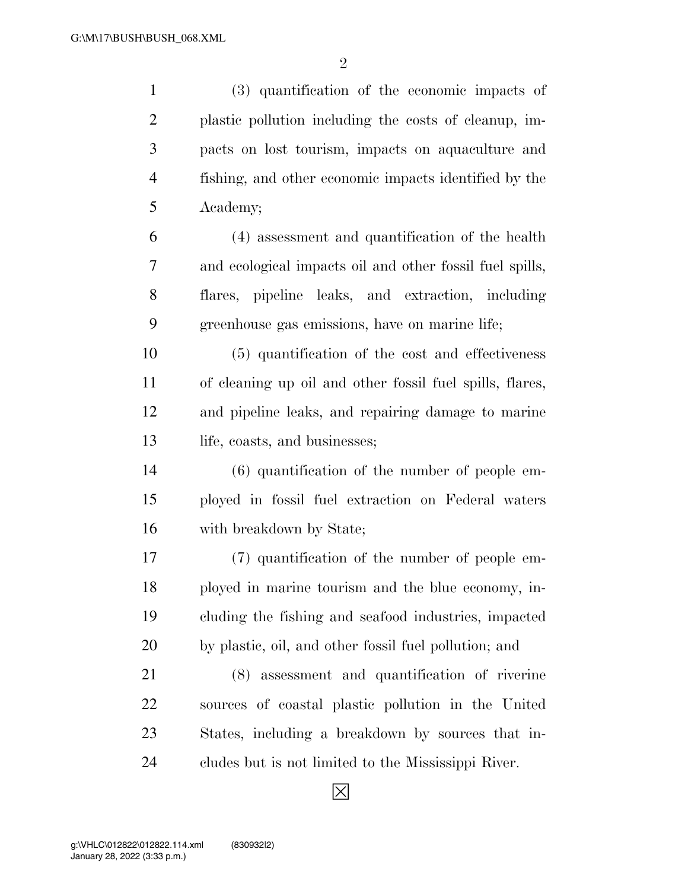(3) quantification of the economic impacts of plastic pollution including the costs of cleanup, impacts on lost tourism, impacts on aquaculture and fishing, and other economic impacts identified by the Academy;

(4) assessment and quantification of the health and ecological impacts oil and other fossil fuel spills, flares, pipeline leaks, and extraction, including greenhouse gas emissions, have on marine life;

(5) quantification of the cost and effectiveness of cleaning up oil and other fossil fuel spills, flares, and pipeline leaks, and repairing damage to marine life, coasts, and businesses;

(6) quantification of the number of people employed in fossil fuel extraction on Federal waters with breakdown by State;

(7) quantification of the number of people employed in marine tourism and the blue economy, including the fishing and seafood industries, impacted by plastic, oil, and other fossil fuel pollution; and

(8) assessment and quantification of riverine sources of coastal plastic pollution in the United States, including a breakdown by sources that includes but is not limited to the Mississippi River.